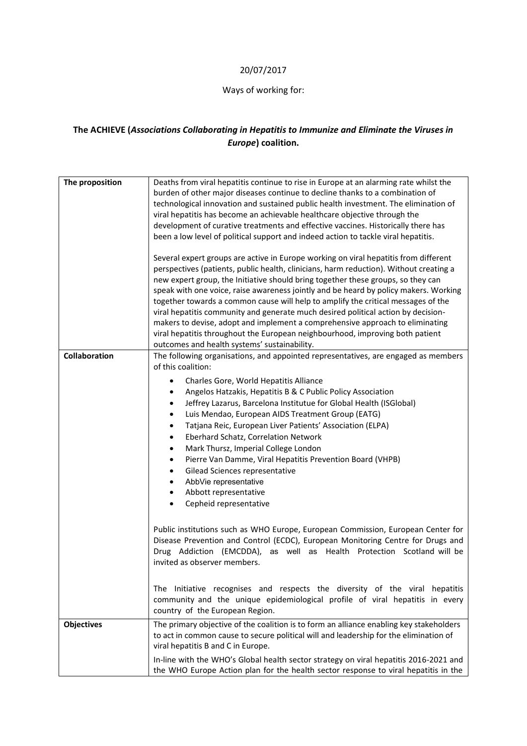20/07/2017

Ways of working for:

# The ACHIEVE (*Associations Collaborating in Hepatitis to Immunize and Eliminate the Viruses in Europe*) coalition.

| | |
|---|---|
| **The proposition** | Deaths from viral hepatitis continue to rise in Europe at an alarming rate whilst the burden of other major diseases continue to decline thanks to a combination of technological innovation and sustained public health investment. The elimination of viral hepatitis has become an achievable healthcare objective through the development of curative treatments and effective vaccines. Historically there has been a low level of political support and indeed action to tackle viral hepatitis.<br><br>Several expert groups are active in Europe working on viral hepatitis from different perspectives (patients, public health, clinicians, harm reduction). Without creating a new expert group, the Initiative should bring together these groups, so they can speak with one voice, raise awareness jointly and be heard by policy makers. Working together towards a common cause will help to amplify the critical messages of the viral hepatitis community and generate much desired political action by decision-makers to devise, adopt and implement a comprehensive approach to eliminating viral hepatitis throughout the European neighbourhood, improving both patient outcomes and health systems' sustainability. |
| **Collaboration** | The following organisations, and appointed representatives, are engaged as members of this coalition:<br><br>• Charles Gore, World Hepatitis Alliance<br>• Angelos Hatzakis, Hepatitis B & C Public Policy Association<br>• Jeffrey Lazarus, Barcelona Institutue for Global Health (ISGlobal)<br>• Luis Mendao, European AIDS Treatment Group (EATG)<br>• Tatjana Reic, European Liver Patients' Association (ELPA)<br>• Eberhard Schatz, Correlation Network<br>• Mark Thursz, Imperial College London<br>• Pierre Van Damme, Viral Hepatitis Prevention Board (VHPB)<br>• Gilead Sciences representative<br>• AbbVie representative<br>• Abbott representative<br>• Cepheid representative<br><br>Public institutions such as WHO Europe, European Commission, European Center for Disease Prevention and Control (ECDC), European Monitoring Centre for Drugs and Drug Addiction (EMCDDA), as well as Health Protection Scotland will be invited as observer members.<br><br>The Initiative recognises and respects the diversity of the viral hepatitis community and the unique epidemiological profile of viral hepatitis in every country of the European Region. |
| **Objectives** | The primary objective of the coalition is to form an alliance enabling key stakeholders to act in common cause to secure political will and leadership for the elimination of viral hepatitis B and C in Europe.<br><br>In-line with the WHO's Global health sector strategy on viral hepatitis 2016-2021 and the WHO Europe Action plan for the health sector response to viral hepatitis in the |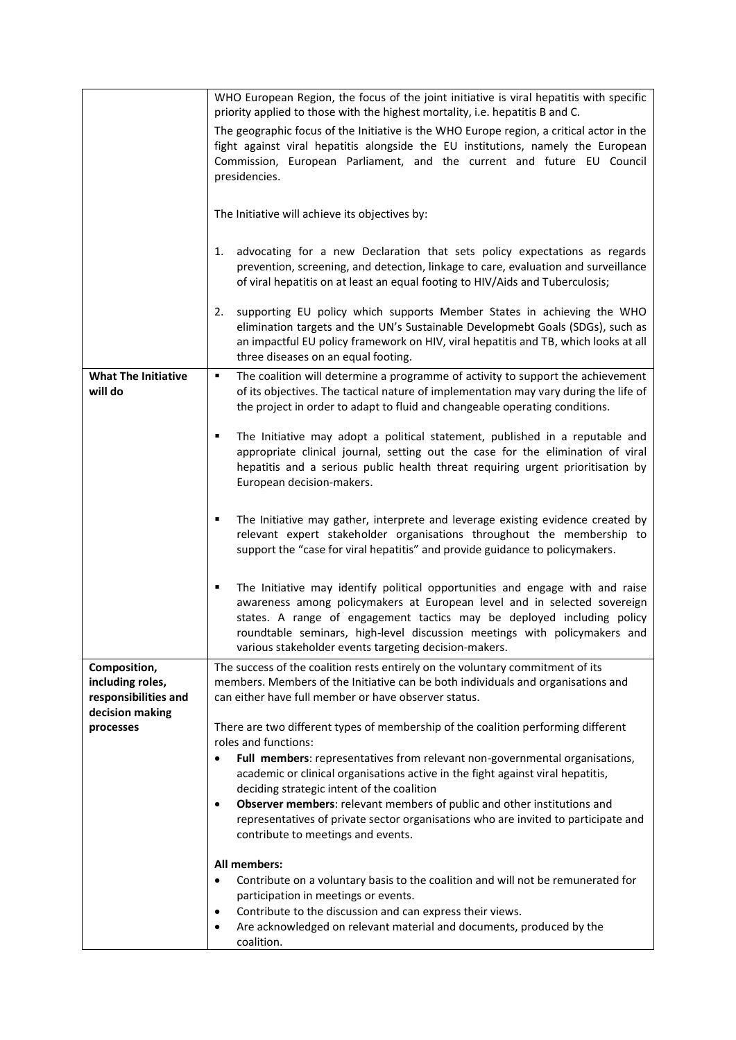| | |
|---|---|
| | WHO European Region, the focus of the joint initiative is viral hepatitis with specific priority applied to those with the highest mortality, i.e. hepatitis B and C.<br><br>The geographic focus of the Initiative is the WHO Europe region, a critical actor in the fight against viral hepatitis alongside the EU institutions, namely the European Commission, European Parliament, and the current and future EU Council presidencies.<br><br>The Initiative will achieve its objectives by:<br><br>1. advocating for a new Declaration that sets policy expectations as regards prevention, screening, and detection, linkage to care, evaluation and surveillance of viral hepatitis on at least an equal footing to HIV/Aids and Tuberculosis;<br><br>2. supporting EU policy which supports Member States in achieving the WHO elimination targets and the UN's Sustainable Developmebt Goals (SDGs), such as an impactful EU policy framework on HIV, viral hepatitis and TB, which looks at all three diseases on an equal footing. |
| **What The Initiative will do** | ▪ The coalition will determine a programme of activity to support the achievement of its objectives. The tactical nature of implementation may vary during the life of the project in order to adapt to fluid and changeable operating conditions.<br><br>▪ The Initiative may adopt a political statement, published in a reputable and appropriate clinical journal, setting out the case for the elimination of viral hepatitis and a serious public health threat requiring urgent prioritisation by European decision-makers.<br><br>▪ The Initiative may gather, interprete and leverage existing evidence created by relevant expert stakeholder organisations throughout the membership to support the "case for viral hepatitis" and provide guidance to policymakers.<br><br>▪ The Initiative may identify political opportunities and engage with and raise awareness among policymakers at European level and in selected sovereign states. A range of engagement tactics may be deployed including policy roundtable seminars, high-level discussion meetings with policymakers and various stakeholder events targeting decision-makers. |
| **Composition, including roles, responsibilities and decision making processes** | The success of the coalition rests entirely on the voluntary commitment of its members. Members of the Initiative can be both individuals and organisations and can either have full member or have observer status.<br><br>There are two different types of membership of the coalition performing different roles and functions:<br>• **Full members**: representatives from relevant non-governmental organisations, academic or clinical organisations active in the fight against viral hepatitis, deciding strategic intent of the coalition<br>• **Observer members**: relevant members of public and other institutions and representatives of private sector organisations who are invited to participate and contribute to meetings and events.<br><br>**All members:**<br>• Contribute on a voluntary basis to the coalition and will not be remunerated for participation in meetings or events.<br>• Contribute to the discussion and can express their views.<br>• Are acknowledged on relevant material and documents, produced by the coalition. |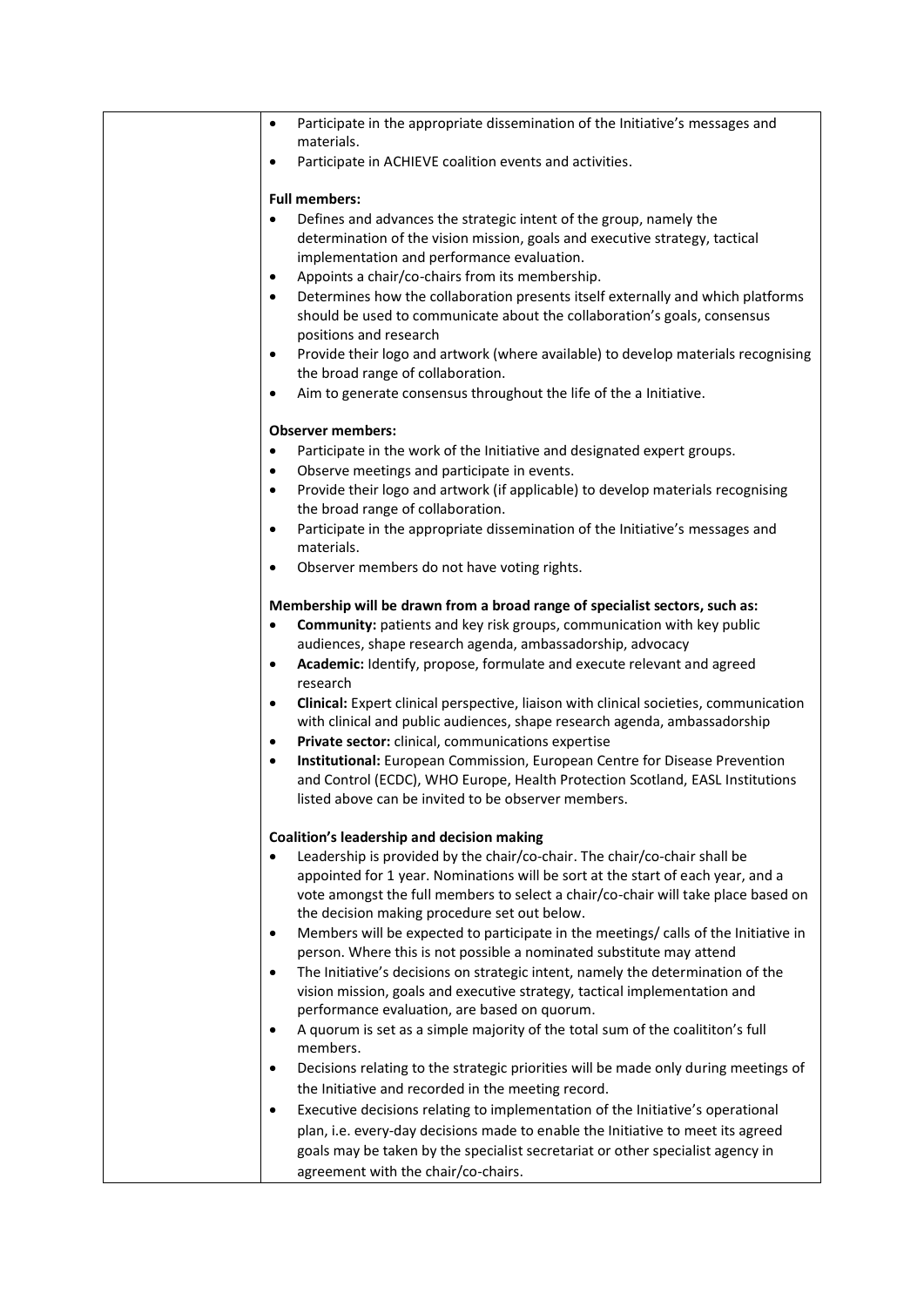- Participate in the appropriate dissemination of the Initiative's messages and materials.
- Participate in ACHIEVE coalition events and activities.

**Full members:**

- Defines and advances the strategic intent of the group, namely the determination of the vision mission, goals and executive strategy, tactical implementation and performance evaluation.
- Appoints a chair/co-chairs from its membership.
- Determines how the collaboration presents itself externally and which platforms should be used to communicate about the collaboration's goals, consensus positions and research
- Provide their logo and artwork (where available) to develop materials recognising the broad range of collaboration.
- Aim to generate consensus throughout the life of the a Initiative.

**Observer members:**

- Participate in the work of the Initiative and designated expert groups.
- Observe meetings and participate in events.
- Provide their logo and artwork (if applicable) to develop materials recognising the broad range of collaboration.
- Participate in the appropriate dissemination of the Initiative's messages and materials.
- Observer members do not have voting rights.

**Membership will be drawn from a broad range of specialist sectors, such as:**

- **Community:** patients and key risk groups, communication with key public audiences, shape research agenda, ambassadorship, advocacy
- **Academic:** Identify, propose, formulate and execute relevant and agreed research
- **Clinical:** Expert clinical perspective, liaison with clinical societies, communication with clinical and public audiences, shape research agenda, ambassadorship
- **Private sector:** clinical, communications expertise
- **Institutional:** European Commission, European Centre for Disease Prevention and Control (ECDC), WHO Europe, Health Protection Scotland, EASL Institutions listed above can be invited to be observer members.

**Coalition's leadership and decision making**

- Leadership is provided by the chair/co-chair. The chair/co-chair shall be appointed for 1 year. Nominations will be sort at the start of each year, and a vote amongst the full members to select a chair/co-chair will take place based on the decision making procedure set out below.
- Members will be expected to participate in the meetings/ calls of the Initiative in person. Where this is not possible a nominated substitute may attend
- The Initiative's decisions on strategic intent, namely the determination of the vision mission, goals and executive strategy, tactical implementation and performance evaluation, are based on quorum.
- A quorum is set as a simple majority of the total sum of the coalititon's full members.
- Decisions relating to the strategic priorities will be made only during meetings of the Initiative and recorded in the meeting record.
- Executive decisions relating to implementation of the Initiative's operational plan, i.e. every-day decisions made to enable the Initiative to meet its agreed goals may be taken by the specialist secretariat or other specialist agency in agreement with the chair/co-chairs.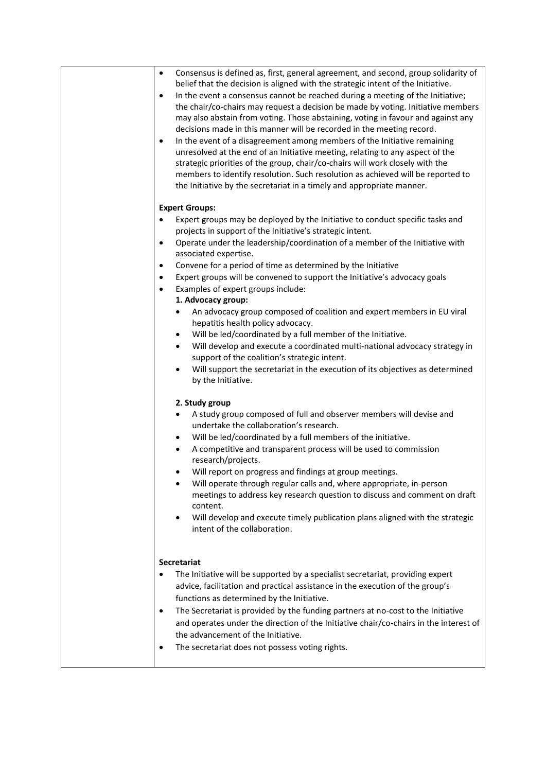| | |
|---|---|
| | • Consensus is defined as, first, general agreement, and second, group solidarity of belief that the decision is aligned with the strategic intent of the Initiative.<br>• In the event a consensus cannot be reached during a meeting of the Initiative; the chair/co-chairs may request a decision be made by voting. Initiative members may also abstain from voting. Those abstaining, voting in favour and against any decisions made in this manner will be recorded in the meeting record.<br>• In the event of a disagreement among members of the Initiative remaining unresolved at the end of an Initiative meeting, relating to any aspect of the strategic priorities of the group, chair/co-chairs will work closely with the members to identify resolution. Such resolution as achieved will be reported to the Initiative by the secretariat in a timely and appropriate manner.<br><br>**Expert Groups:**<br>• Expert groups may be deployed by the Initiative to conduct specific tasks and projects in support of the Initiative's strategic intent.<br>• Operate under the leadership/coordination of a member of the Initiative with associated expertise.<br>• Convene for a period of time as determined by the Initiative<br>• Expert groups will be convened to support the Initiative's advocacy goals<br>• Examples of expert groups include:<br>**1. Advocacy group:**<br>  • An advocacy group composed of coalition and expert members in EU viral hepatitis health policy advocacy.<br>  • Will be led/coordinated by a full member of the Initiative.<br>  • Will develop and execute a coordinated multi-national advocacy strategy in support of the coalition's strategic intent.<br>  • Will support the secretariat in the execution of its objectives as determined by the Initiative.<br><br>**2. Study group**<br>  • A study group composed of full and observer members will devise and undertake the collaboration's research.<br>  • Will be led/coordinated by a full members of the initiative.<br>  • A competitive and transparent process will be used to commission research/projects.<br>  • Will report on progress and findings at group meetings.<br>  • Will operate through regular calls and, where appropriate, in-person meetings to address key research question to discuss and comment on draft content.<br>  • Will develop and execute timely publication plans aligned with the strategic intent of the collaboration.<br><br>**Secretariat**<br>• The Initiative will be supported by a specialist secretariat, providing expert advice, facilitation and practical assistance in the execution of the group's functions as determined by the Initiative.<br>• The Secretariat is provided by the funding partners at no-cost to the Initiative and operates under the direction of the Initiative chair/co-chairs in the interest of the advancement of the Initiative.<br>• The secretariat does not possess voting rights. |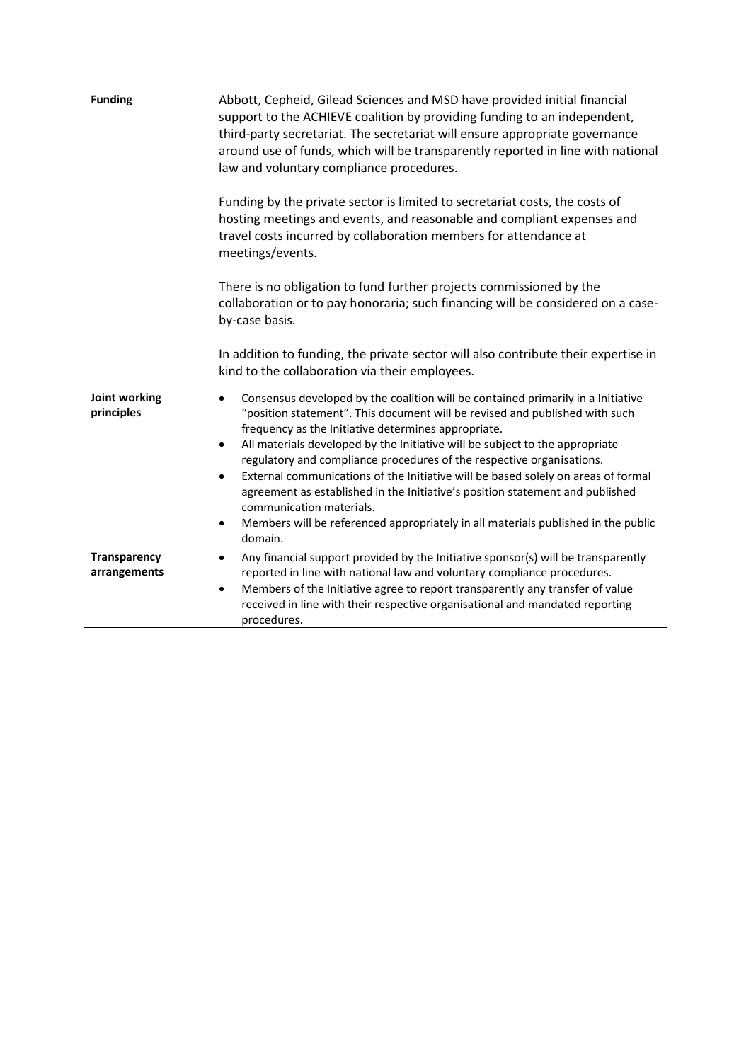| | |
|---|---|
| **Funding** | Abbott, Cepheid, Gilead Sciences and MSD have provided initial financial support to the ACHIEVE coalition by providing funding to an independent, third-party secretariat. The secretariat will ensure appropriate governance around use of funds, which will be transparently reported in line with national law and voluntary compliance procedures.<br><br>Funding by the private sector is limited to secretariat costs, the costs of hosting meetings and events, and reasonable and compliant expenses and travel costs incurred by collaboration members for attendance at meetings/events.<br><br>There is no obligation to fund further projects commissioned by the collaboration or to pay honoraria; such financing will be considered on a case-by-case basis.<br><br>In addition to funding, the private sector will also contribute their expertise in kind to the collaboration via their employees. |
| **Joint working principles** | • Consensus developed by the coalition will be contained primarily in a Initiative "position statement". This document will be revised and published with such frequency as the Initiative determines appropriate.<br>• All materials developed by the Initiative will be subject to the appropriate regulatory and compliance procedures of the respective organisations.<br>• External communications of the Initiative will be based solely on areas of formal agreement as established in the Initiative's position statement and published communication materials.<br>• Members will be referenced appropriately in all materials published in the public domain. |
| **Transparency arrangements** | • Any financial support provided by the Initiative sponsor(s) will be transparently reported in line with national law and voluntary compliance procedures.<br>• Members of the Initiative agree to report transparently any transfer of value received in line with their respective organisational and mandated reporting procedures. |